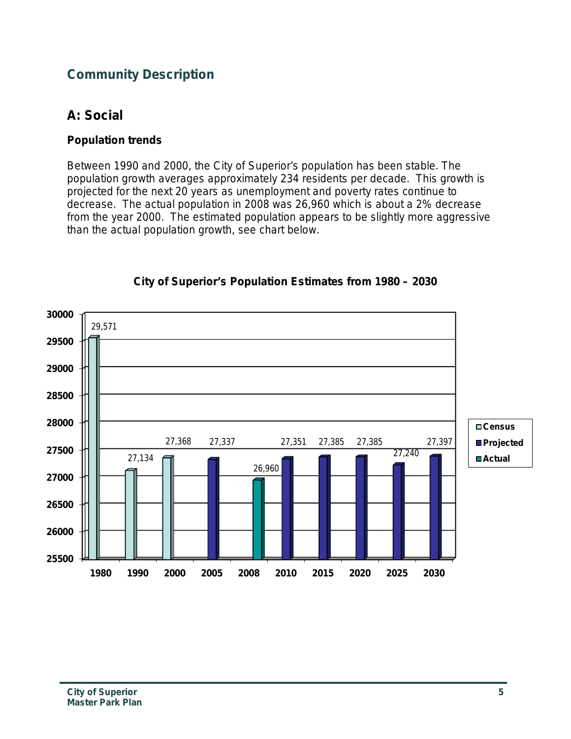## Community Description

### A: Social

#### Population trends

Between 1990 and 2000, the City of Superior's population has been stable. The population growth averages approximately 234 residents per decade. This growth is projected for the next 20 years as unemployment and poverty rates continue to decrease. The actual population in 2008 was 26,960 which is about a 2% decrease from the year 2000. The estimated population appears to be slightly more aggressive than the actual population growth, see chart below.

**City of Superior's Population Estimates from 1980 – 2030**

| Year | Population | Type |
|---|---|---|
| 1980 | 29,571 | Census |
| 1990 | 27,134 | Census |
| 2000 | 27,368 | Census |
| 2005 | 27,337 | Projected |
| 2008 | 26,960 | Actual |
| 2010 | 27,351 | Projected |
| 2015 | 27,385 | Projected |
| 2020 | 27,385 | Projected |
| 2025 | 27,240 | Projected |
| 2030 | 27,397 | Projected |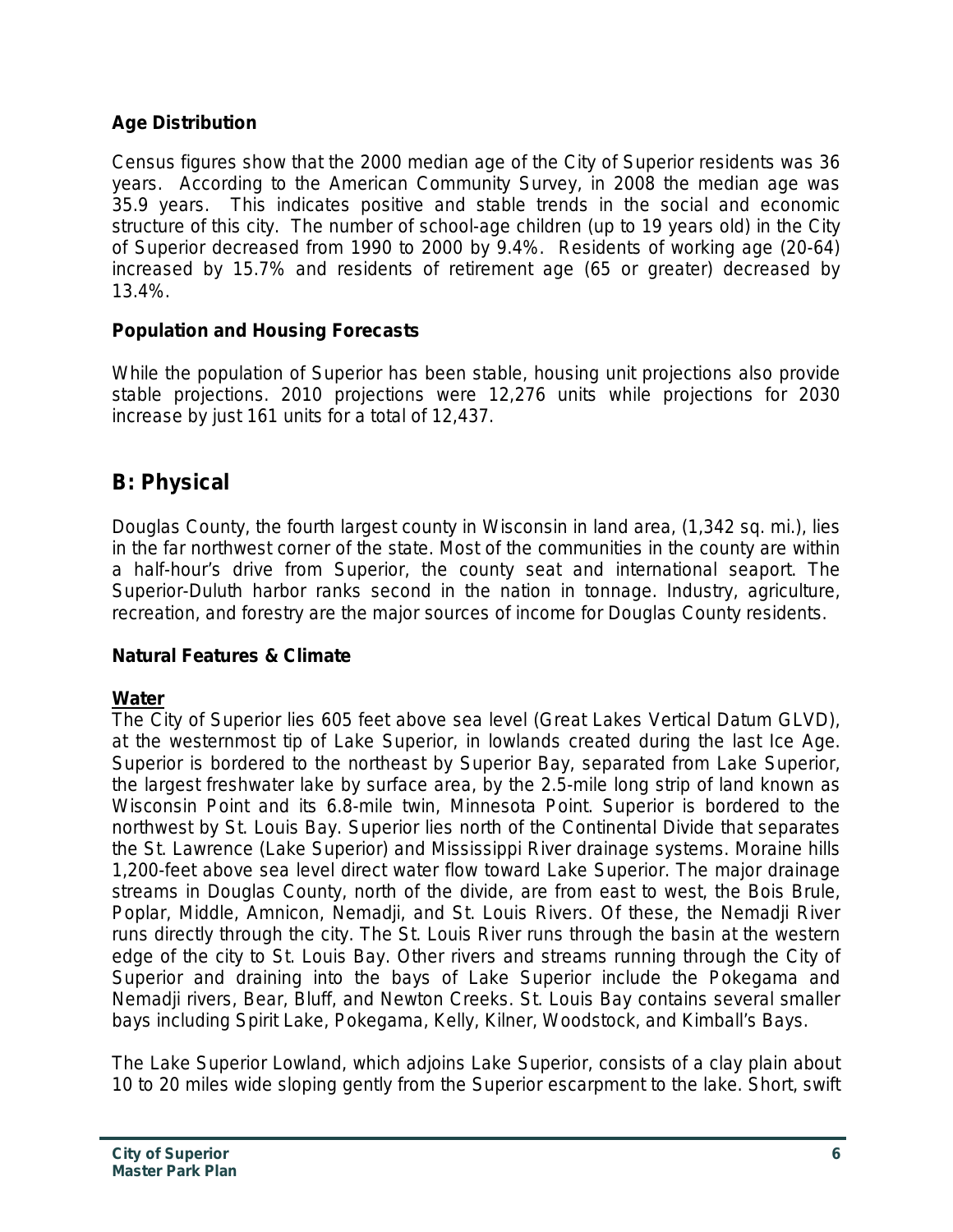### Age Distribution

Census figures show that the 2000 median age of the City of Superior residents was 36 years. According to the American Community Survey, in 2008 the median age was 35.9 years. This indicates positive and stable trends in the social and economic structure of this city. The number of school-age children (up to 19 years old) in the City of Superior decreased from 1990 to 2000 by 9.4%. Residents of working age (20-64) increased by 15.7% and residents of retirement age (65 or greater) decreased by 13.4%.

### Population and Housing Forecasts

While the population of Superior has been stable, housing unit projections also provide stable projections. 2010 projections were 12,276 units while projections for 2030 increase by just 161 units for a total of 12,437.

## B: Physical

Douglas County, the fourth largest county in Wisconsin in land area, (1,342 sq. mi.), lies in the far northwest corner of the state. Most of the communities in the county are within a half-hour's drive from Superior, the county seat and international seaport. The Superior-Duluth harbor ranks second in the nation in tonnage. Industry, agriculture, recreation, and forestry are the major sources of income for Douglas County residents.

### Natural Features & Climate

**Water**

The City of Superior lies 605 feet above sea level (Great Lakes Vertical Datum GLVD), at the westernmost tip of Lake Superior, in lowlands created during the last Ice Age. Superior is bordered to the northeast by Superior Bay, separated from Lake Superior, the largest freshwater lake by surface area, by the 2.5-mile long strip of land known as Wisconsin Point and its 6.8-mile twin, Minnesota Point. Superior is bordered to the northwest by St. Louis Bay. Superior lies north of the Continental Divide that separates the St. Lawrence (Lake Superior) and Mississippi River drainage systems. Moraine hills 1,200-feet above sea level direct water flow toward Lake Superior. The major drainage streams in Douglas County, north of the divide, are from east to west, the Bois Brule, Poplar, Middle, Amnicon, Nemadji, and St. Louis Rivers. Of these, the Nemadji River runs directly through the city. The St. Louis River runs through the basin at the western edge of the city to St. Louis Bay. Other rivers and streams running through the City of Superior and draining into the bays of Lake Superior include the Pokegama and Nemadji rivers, Bear, Bluff, and Newton Creeks. St. Louis Bay contains several smaller bays including Spirit Lake, Pokegama, Kelly, Kilner, Woodstock, and Kimball's Bays.

The Lake Superior Lowland, which adjoins Lake Superior, consists of a clay plain about 10 to 20 miles wide sloping gently from the Superior escarpment to the lake. Short, swift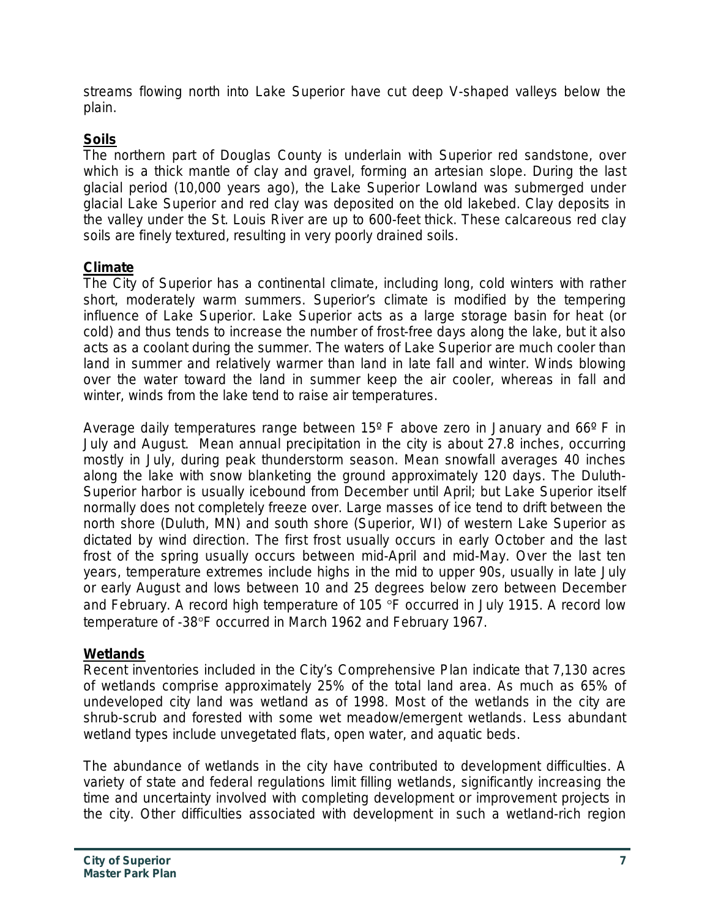streams flowing north into Lake Superior have cut deep V-shaped valleys below the plain.

## Soils

The northern part of Douglas County is underlain with Superior red sandstone, over which is a thick mantle of clay and gravel, forming an artesian slope. During the last glacial period (10,000 years ago), the Lake Superior Lowland was submerged under glacial Lake Superior and red clay was deposited on the old lakebed. Clay deposits in the valley under the St. Louis River are up to 600-feet thick. These calcareous red clay soils are finely textured, resulting in very poorly drained soils.

## Climate

The City of Superior has a continental climate, including long, cold winters with rather short, moderately warm summers. Superior's climate is modified by the tempering influence of Lake Superior. Lake Superior acts as a large storage basin for heat (or cold) and thus tends to increase the number of frost-free days along the lake, but it also acts as a coolant during the summer. The waters of Lake Superior are much cooler than land in summer and relatively warmer than land in late fall and winter. Winds blowing over the water toward the land in summer keep the air cooler, whereas in fall and winter, winds from the lake tend to raise air temperatures.

Average daily temperatures range between 15º F above zero in January and 66º F in July and August. Mean annual precipitation in the city is about 27.8 inches, occurring mostly in July, during peak thunderstorm season. Mean snowfall averages 40 inches along the lake with snow blanketing the ground approximately 120 days. The Duluth-Superior harbor is usually icebound from December until April; but Lake Superior itself normally does not completely freeze over. Large masses of ice tend to drift between the north shore (Duluth, MN) and south shore (Superior, WI) of western Lake Superior as dictated by wind direction. The first frost usually occurs in early October and the last frost of the spring usually occurs between mid-April and mid-May. Over the last ten years, temperature extremes include highs in the mid to upper 90s, usually in late July or early August and lows between 10 and 25 degrees below zero between December and February. A record high temperature of 105 °F occurred in July 1915. A record low temperature of -38°F occurred in March 1962 and February 1967.

## Wetlands

Recent inventories included in the City's Comprehensive Plan indicate that 7,130 acres of wetlands comprise approximately 25% of the total land area. As much as 65% of undeveloped city land was wetland as of 1998. Most of the wetlands in the city are shrub-scrub and forested with some wet meadow/emergent wetlands. Less abundant wetland types include unvegetated flats, open water, and aquatic beds.

The abundance of wetlands in the city have contributed to development difficulties. A variety of state and federal regulations limit filling wetlands, significantly increasing the time and uncertainty involved with completing development or improvement projects in the city. Other difficulties associated with development in such a wetland-rich region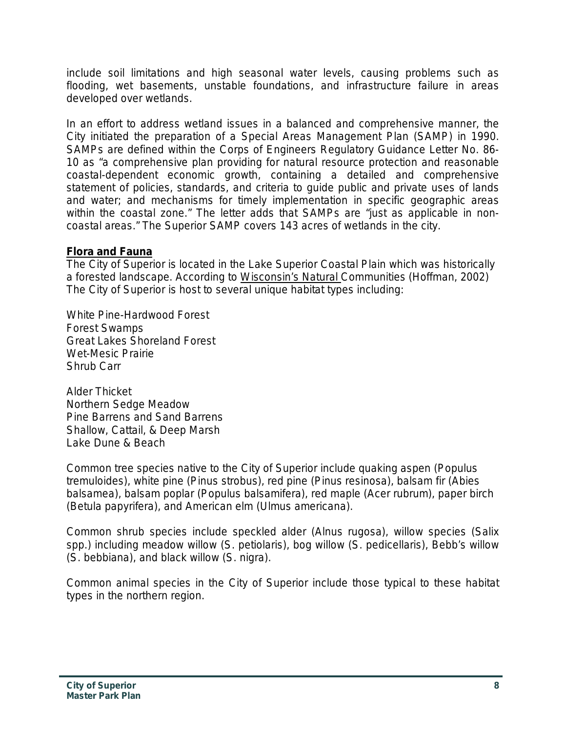include soil limitations and high seasonal water levels, causing problems such as flooding, wet basements, unstable foundations, and infrastructure failure in areas developed over wetlands.

In an effort to address wetland issues in a balanced and comprehensive manner, the City initiated the preparation of a Special Areas Management Plan (SAMP) in 1990. SAMPs are defined within the Corps of Engineers Regulatory Guidance Letter No. 86-10 as "a comprehensive plan providing for natural resource protection and reasonable coastal-dependent economic growth, containing a detailed and comprehensive statement of policies, standards, and criteria to guide public and private uses of lands and water; and mechanisms for timely implementation in specific geographic areas within the coastal zone." The letter adds that SAMPs are "just as applicable in non-coastal areas." The Superior SAMP covers 143 acres of wetlands in the city.

**Flora and Fauna**

The City of Superior is located in the Lake Superior Coastal Plain which was historically a forested landscape. According to Wisconsin's Natural Communities (Hoffman, 2002) The City of Superior is host to several unique habitat types including:

White Pine-Hardwood Forest
Forest Swamps
Great Lakes Shoreland Forest
Wet-Mesic Prairie
Shrub Carr

Alder Thicket
Northern Sedge Meadow
Pine Barrens and Sand Barrens
Shallow, Cattail, & Deep Marsh
Lake Dune & Beach

Common tree species native to the City of Superior include quaking aspen (Populus tremuloides), white pine (Pinus strobus), red pine (Pinus resinosa), balsam fir (Abies balsamea), balsam poplar (Populus balsamifera), red maple (Acer rubrum), paper birch (Betula papyrifera), and American elm (Ulmus americana).

Common shrub species include speckled alder (Alnus rugosa), willow species (Salix spp.) including meadow willow (S. petiolaris), bog willow (S. pedicellaris), Bebb's willow (S. bebbiana), and black willow (S. nigra).

Common animal species in the City of Superior include those typical to these habitat types in the northern region.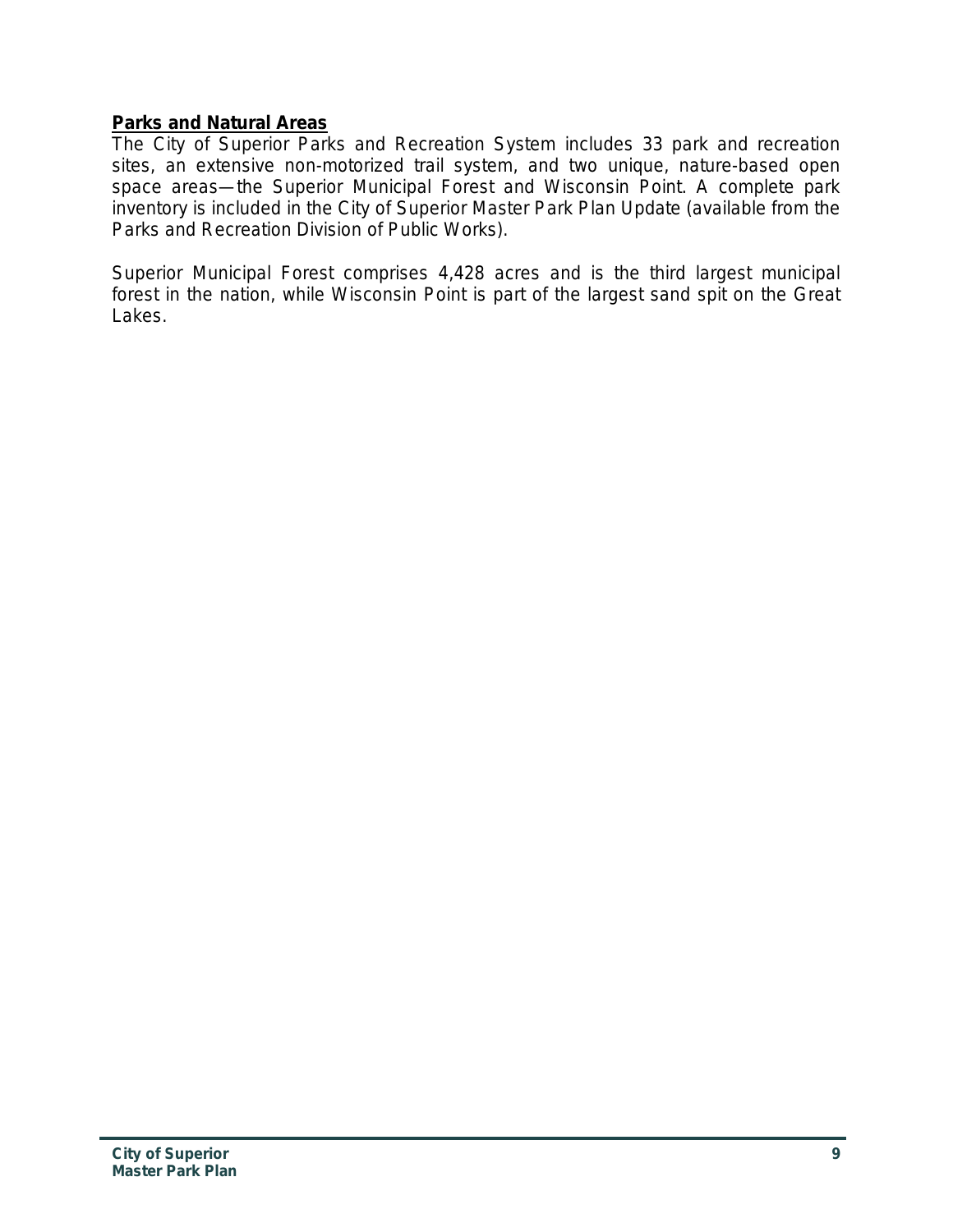**Parks and Natural Areas**

The City of Superior Parks and Recreation System includes 33 park and recreation sites, an extensive non-motorized trail system, and two unique, nature-based open space areas—the Superior Municipal Forest and Wisconsin Point. A complete park inventory is included in the City of Superior Master Park Plan Update (available from the Parks and Recreation Division of Public Works).

Superior Municipal Forest comprises 4,428 acres and is the third largest municipal forest in the nation, while Wisconsin Point is part of the largest sand spit on the Great Lakes.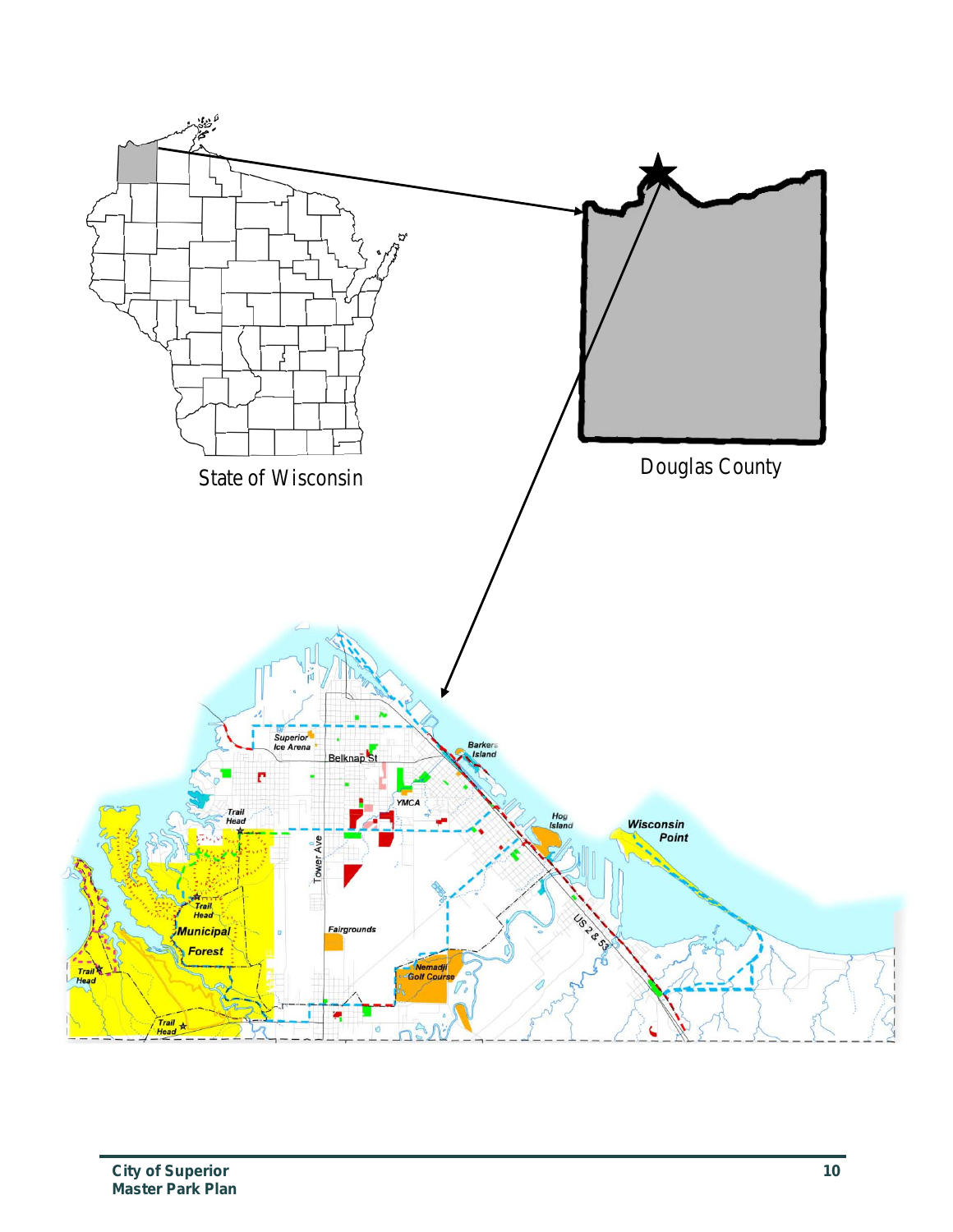State of Wisconsin

Douglas County

Superior Ice Arena

Belknap St

Barkers Island

YMCA

Trail Head

Hog Island

Wisconsin Point

Tower Ave

Trail Head

Municipal Forest

Fairgrounds

Trail Head

Nemadji Golf Course

US 2 & 53

Trail Head